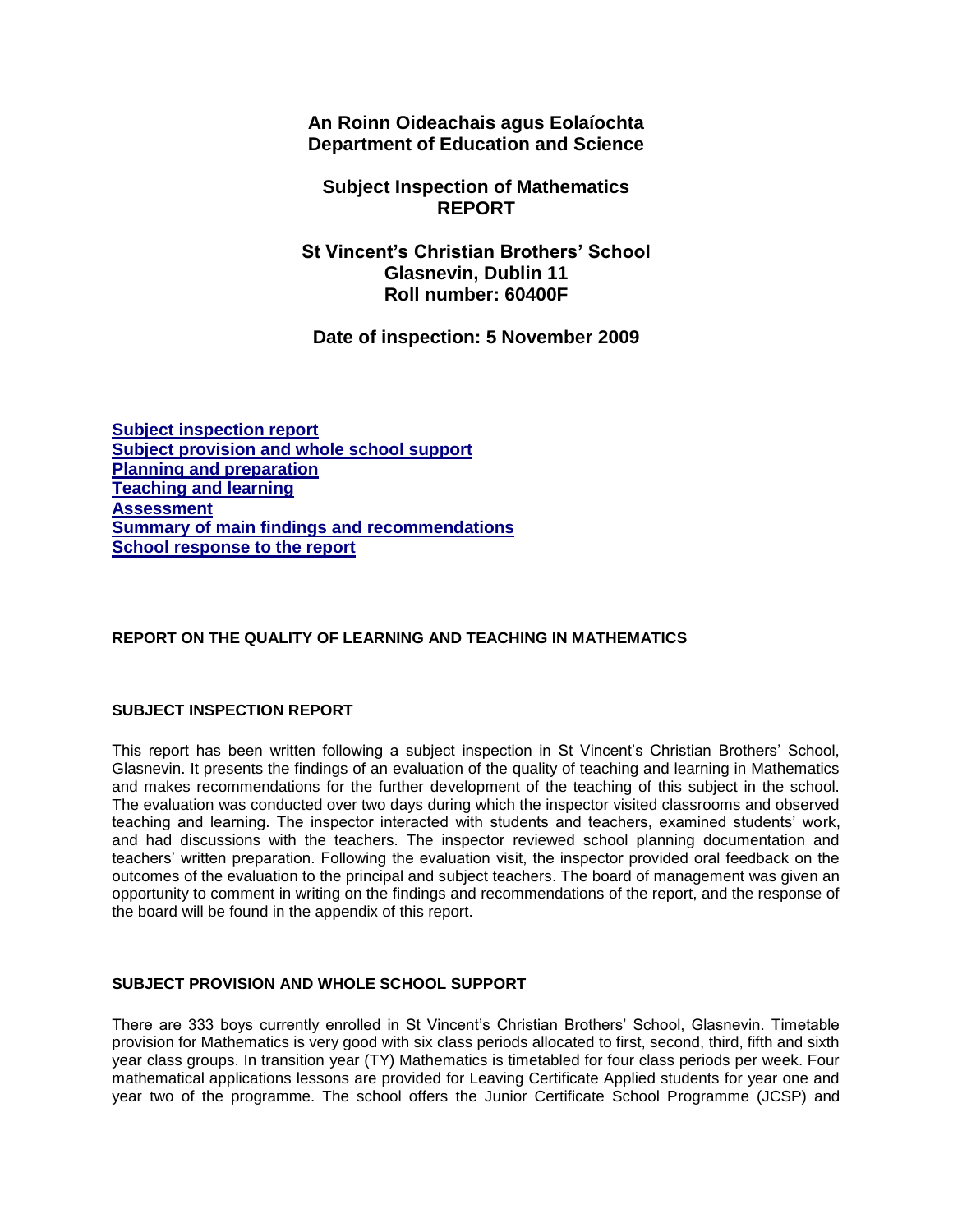**An Roinn Oideachais agus Eolaíochta**
**Department of Education and Science**

**Subject Inspection of Mathematics**
**REPORT**

**St Vincent's Christian Brothers' School**
**Glasnevin, Dublin 11**
**Roll number: 60400F**

**Date of inspection: 5 November 2009**

[Subject inspection report](#)
[Subject provision and whole school support](#)
[Planning and preparation](#)
[Teaching and learning](#)
[Assessment](#)
[Summary of main findings and recommendations](#)
[School response to the report](#)

## REPORT ON THE QUALITY OF LEARNING AND TEACHING IN MATHEMATICS

### SUBJECT INSPECTION REPORT

This report has been written following a subject inspection in St Vincent's Christian Brothers' School, Glasnevin. It presents the findings of an evaluation of the quality of teaching and learning in Mathematics and makes recommendations for the further development of the teaching of this subject in the school. The evaluation was conducted over two days during which the inspector visited classrooms and observed teaching and learning. The inspector interacted with students and teachers, examined students' work, and had discussions with the teachers. The inspector reviewed school planning documentation and teachers' written preparation. Following the evaluation visit, the inspector provided oral feedback on the outcomes of the evaluation to the principal and subject teachers. The board of management was given an opportunity to comment in writing on the findings and recommendations of the report, and the response of the board will be found in the appendix of this report.

### SUBJECT PROVISION AND WHOLE SCHOOL SUPPORT

There are 333 boys currently enrolled in St Vincent's Christian Brothers' School, Glasnevin. Timetable provision for Mathematics is very good with six class periods allocated to first, second, third, fifth and sixth year class groups. In transition year (TY) Mathematics is timetabled for four class periods per week. Four mathematical applications lessons are provided for Leaving Certificate Applied students for year one and year two of the programme. The school offers the Junior Certificate School Programme (JCSP) and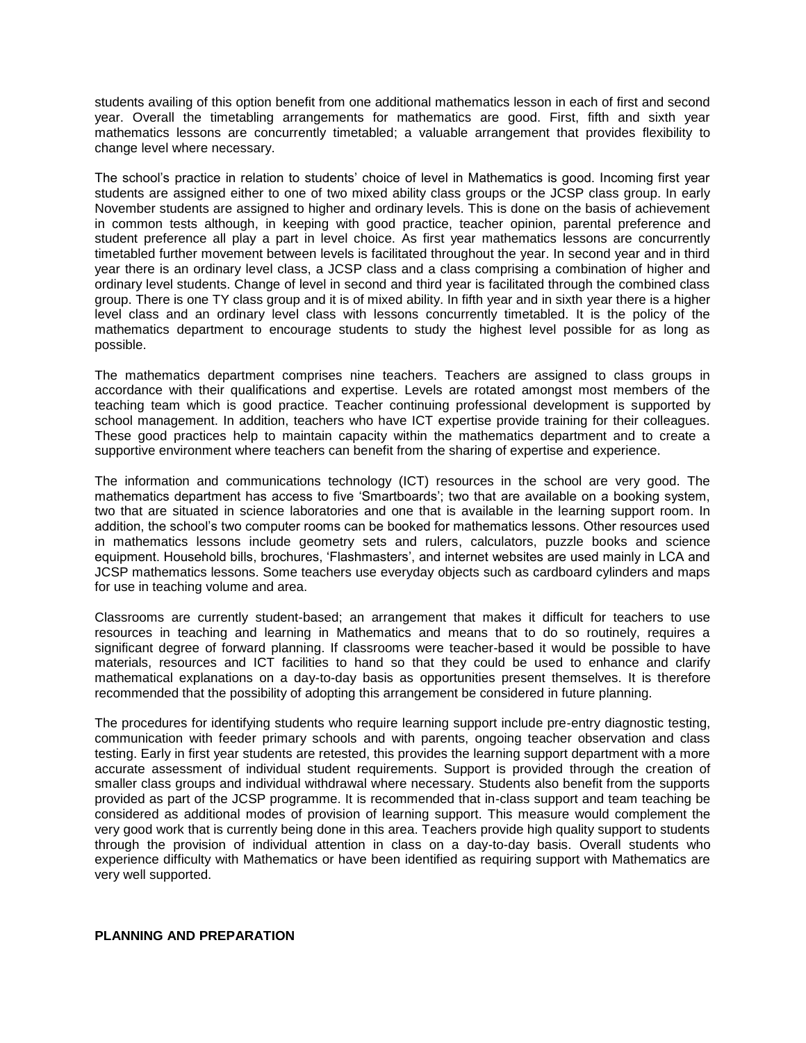students availing of this option benefit from one additional mathematics lesson in each of first and second year. Overall the timetabling arrangements for mathematics are good. First, fifth and sixth year mathematics lessons are concurrently timetabled; a valuable arrangement that provides flexibility to change level where necessary.

The school's practice in relation to students' choice of level in Mathematics is good. Incoming first year students are assigned either to one of two mixed ability class groups or the JCSP class group. In early November students are assigned to higher and ordinary levels. This is done on the basis of achievement in common tests although, in keeping with good practice, teacher opinion, parental preference and student preference all play a part in level choice. As first year mathematics lessons are concurrently timetabled further movement between levels is facilitated throughout the year. In second year and in third year there is an ordinary level class, a JCSP class and a class comprising a combination of higher and ordinary level students. Change of level in second and third year is facilitated through the combined class group. There is one TY class group and it is of mixed ability. In fifth year and in sixth year there is a higher level class and an ordinary level class with lessons concurrently timetabled. It is the policy of the mathematics department to encourage students to study the highest level possible for as long as possible.

The mathematics department comprises nine teachers. Teachers are assigned to class groups in accordance with their qualifications and expertise. Levels are rotated amongst most members of the teaching team which is good practice. Teacher continuing professional development is supported by school management. In addition, teachers who have ICT expertise provide training for their colleagues. These good practices help to maintain capacity within the mathematics department and to create a supportive environment where teachers can benefit from the sharing of expertise and experience.

The information and communications technology (ICT) resources in the school are very good. The mathematics department has access to five 'Smartboards'; two that are available on a booking system, two that are situated in science laboratories and one that is available in the learning support room. In addition, the school's two computer rooms can be booked for mathematics lessons. Other resources used in mathematics lessons include geometry sets and rulers, calculators, puzzle books and science equipment. Household bills, brochures, 'Flashmasters', and internet websites are used mainly in LCA and JCSP mathematics lessons. Some teachers use everyday objects such as cardboard cylinders and maps for use in teaching volume and area.

Classrooms are currently student-based; an arrangement that makes it difficult for teachers to use resources in teaching and learning in Mathematics and means that to do so routinely, requires a significant degree of forward planning. If classrooms were teacher-based it would be possible to have materials, resources and ICT facilities to hand so that they could be used to enhance and clarify mathematical explanations on a day-to-day basis as opportunities present themselves. It is therefore recommended that the possibility of adopting this arrangement be considered in future planning.

The procedures for identifying students who require learning support include pre-entry diagnostic testing, communication with feeder primary schools and with parents, ongoing teacher observation and class testing. Early in first year students are retested, this provides the learning support department with a more accurate assessment of individual student requirements. Support is provided through the creation of smaller class groups and individual withdrawal where necessary. Students also benefit from the supports provided as part of the JCSP programme. It is recommended that in-class support and team teaching be considered as additional modes of provision of learning support. This measure would complement the very good work that is currently being done in this area. Teachers provide high quality support to students through the provision of individual attention in class on a day-to-day basis. Overall students who experience difficulty with Mathematics or have been identified as requiring support with Mathematics are very well supported.

## PLANNING AND PREPARATION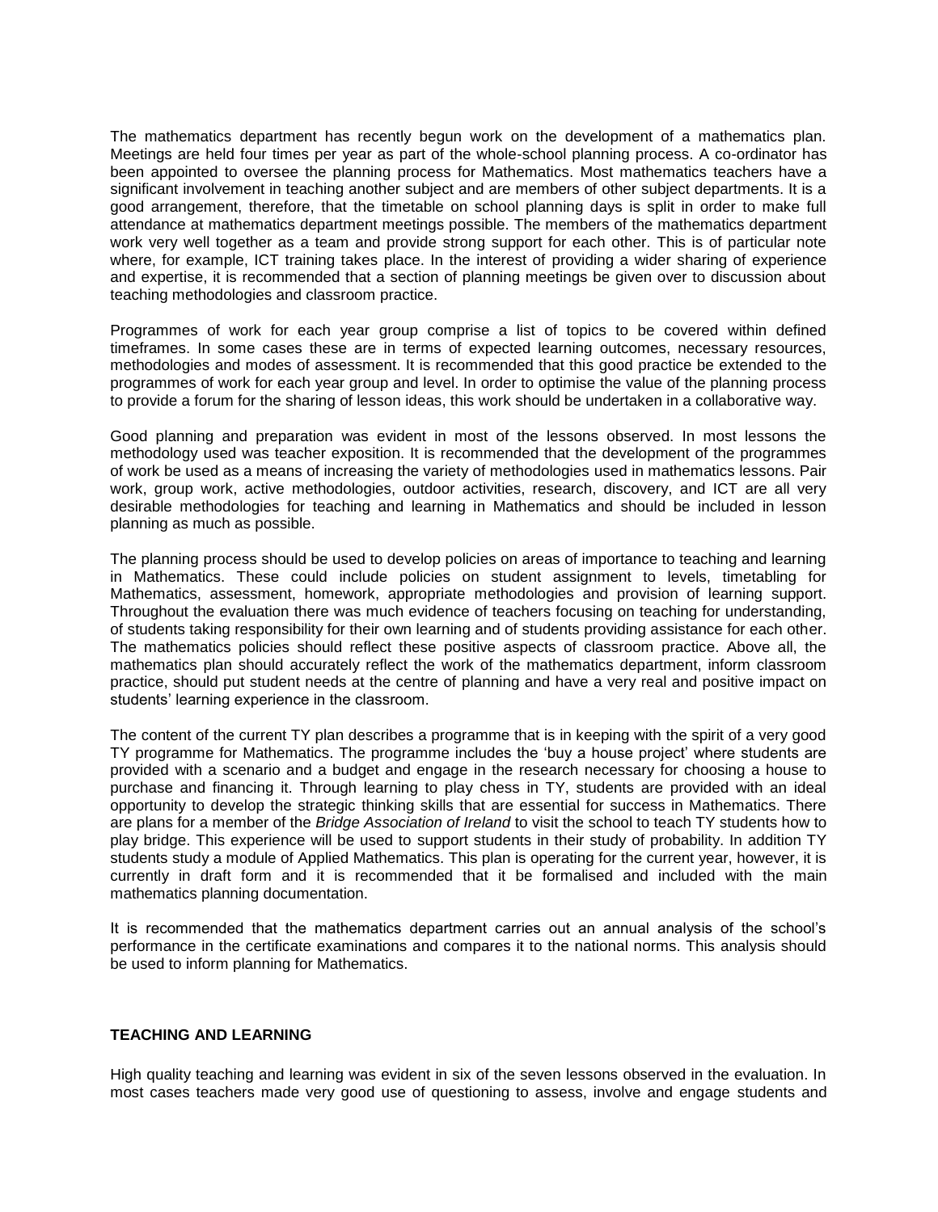The mathematics department has recently begun work on the development of a mathematics plan. Meetings are held four times per year as part of the whole-school planning process. A co-ordinator has been appointed to oversee the planning process for Mathematics. Most mathematics teachers have a significant involvement in teaching another subject and are members of other subject departments. It is a good arrangement, therefore, that the timetable on school planning days is split in order to make full attendance at mathematics department meetings possible. The members of the mathematics department work very well together as a team and provide strong support for each other. This is of particular note where, for example, ICT training takes place. In the interest of providing a wider sharing of experience and expertise, it is recommended that a section of planning meetings be given over to discussion about teaching methodologies and classroom practice.

Programmes of work for each year group comprise a list of topics to be covered within defined timeframes. In some cases these are in terms of expected learning outcomes, necessary resources, methodologies and modes of assessment. It is recommended that this good practice be extended to the programmes of work for each year group and level. In order to optimise the value of the planning process to provide a forum for the sharing of lesson ideas, this work should be undertaken in a collaborative way.

Good planning and preparation was evident in most of the lessons observed. In most lessons the methodology used was teacher exposition. It is recommended that the development of the programmes of work be used as a means of increasing the variety of methodologies used in mathematics lessons. Pair work, group work, active methodologies, outdoor activities, research, discovery, and ICT are all very desirable methodologies for teaching and learning in Mathematics and should be included in lesson planning as much as possible.

The planning process should be used to develop policies on areas of importance to teaching and learning in Mathematics. These could include policies on student assignment to levels, timetabling for Mathematics, assessment, homework, appropriate methodologies and provision of learning support. Throughout the evaluation there was much evidence of teachers focusing on teaching for understanding, of students taking responsibility for their own learning and of students providing assistance for each other. The mathematics policies should reflect these positive aspects of classroom practice. Above all, the mathematics plan should accurately reflect the work of the mathematics department, inform classroom practice, should put student needs at the centre of planning and have a very real and positive impact on students' learning experience in the classroom.

The content of the current TY plan describes a programme that is in keeping with the spirit of a very good TY programme for Mathematics. The programme includes the 'buy a house project' where students are provided with a scenario and a budget and engage in the research necessary for choosing a house to purchase and financing it. Through learning to play chess in TY, students are provided with an ideal opportunity to develop the strategic thinking skills that are essential for success in Mathematics. There are plans for a member of the *Bridge Association of Ireland* to visit the school to teach TY students how to play bridge. This experience will be used to support students in their study of probability. In addition TY students study a module of Applied Mathematics. This plan is operating for the current year, however, it is currently in draft form and it is recommended that it be formalised and included with the main mathematics planning documentation.

It is recommended that the mathematics department carries out an annual analysis of the school's performance in the certificate examinations and compares it to the national norms. This analysis should be used to inform planning for Mathematics.

## TEACHING AND LEARNING

High quality teaching and learning was evident in six of the seven lessons observed in the evaluation. In most cases teachers made very good use of questioning to assess, involve and engage students and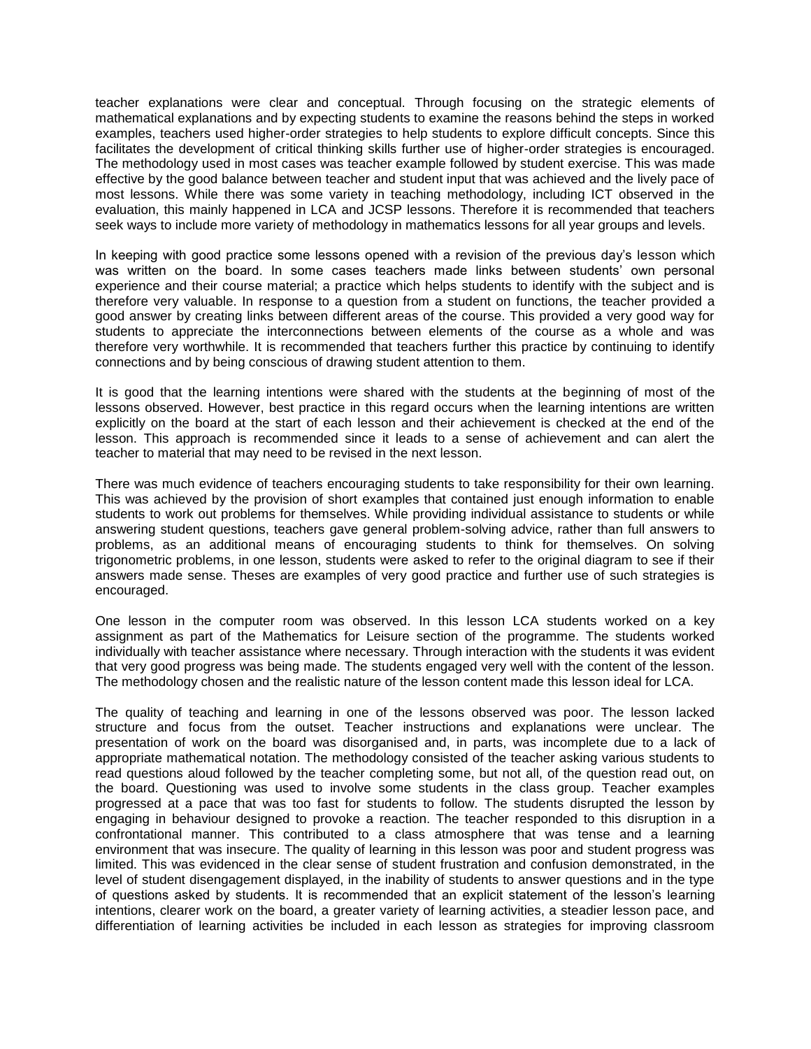teacher explanations were clear and conceptual. Through focusing on the strategic elements of mathematical explanations and by expecting students to examine the reasons behind the steps in worked examples, teachers used higher-order strategies to help students to explore difficult concepts. Since this facilitates the development of critical thinking skills further use of higher-order strategies is encouraged. The methodology used in most cases was teacher example followed by student exercise. This was made effective by the good balance between teacher and student input that was achieved and the lively pace of most lessons. While there was some variety in teaching methodology, including ICT observed in the evaluation, this mainly happened in LCA and JCSP lessons. Therefore it is recommended that teachers seek ways to include more variety of methodology in mathematics lessons for all year groups and levels.

In keeping with good practice some lessons opened with a revision of the previous day's lesson which was written on the board. In some cases teachers made links between students' own personal experience and their course material; a practice which helps students to identify with the subject and is therefore very valuable. In response to a question from a student on functions, the teacher provided a good answer by creating links between different areas of the course. This provided a very good way for students to appreciate the interconnections between elements of the course as a whole and was therefore very worthwhile. It is recommended that teachers further this practice by continuing to identify connections and by being conscious of drawing student attention to them.

It is good that the learning intentions were shared with the students at the beginning of most of the lessons observed. However, best practice in this regard occurs when the learning intentions are written explicitly on the board at the start of each lesson and their achievement is checked at the end of the lesson. This approach is recommended since it leads to a sense of achievement and can alert the teacher to material that may need to be revised in the next lesson.

There was much evidence of teachers encouraging students to take responsibility for their own learning. This was achieved by the provision of short examples that contained just enough information to enable students to work out problems for themselves. While providing individual assistance to students or while answering student questions, teachers gave general problem-solving advice, rather than full answers to problems, as an additional means of encouraging students to think for themselves. On solving trigonometric problems, in one lesson, students were asked to refer to the original diagram to see if their answers made sense. Theses are examples of very good practice and further use of such strategies is encouraged.

One lesson in the computer room was observed. In this lesson LCA students worked on a key assignment as part of the Mathematics for Leisure section of the programme. The students worked individually with teacher assistance where necessary. Through interaction with the students it was evident that very good progress was being made. The students engaged very well with the content of the lesson. The methodology chosen and the realistic nature of the lesson content made this lesson ideal for LCA.

The quality of teaching and learning in one of the lessons observed was poor. The lesson lacked structure and focus from the outset. Teacher instructions and explanations were unclear. The presentation of work on the board was disorganised and, in parts, was incomplete due to a lack of appropriate mathematical notation. The methodology consisted of the teacher asking various students to read questions aloud followed by the teacher completing some, but not all, of the question read out, on the board. Questioning was used to involve some students in the class group. Teacher examples progressed at a pace that was too fast for students to follow. The students disrupted the lesson by engaging in behaviour designed to provoke a reaction. The teacher responded to this disruption in a confrontational manner. This contributed to a class atmosphere that was tense and a learning environment that was insecure. The quality of learning in this lesson was poor and student progress was limited. This was evidenced in the clear sense of student frustration and confusion demonstrated, in the level of student disengagement displayed, in the inability of students to answer questions and in the type of questions asked by students. It is recommended that an explicit statement of the lesson's learning intentions, clearer work on the board, a greater variety of learning activities, a steadier lesson pace, and differentiation of learning activities be included in each lesson as strategies for improving classroom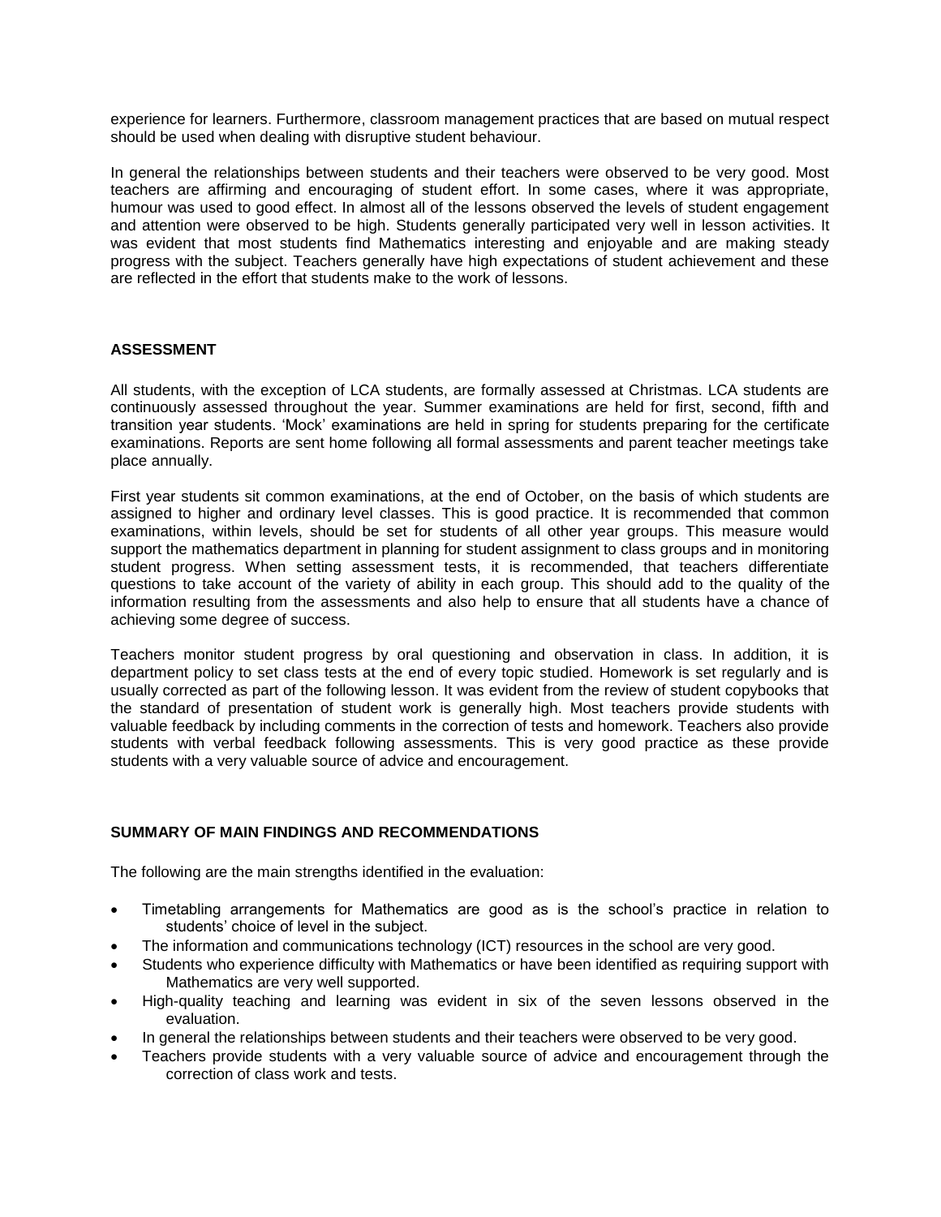experience for learners. Furthermore, classroom management practices that are based on mutual respect should be used when dealing with disruptive student behaviour.

In general the relationships between students and their teachers were observed to be very good. Most teachers are affirming and encouraging of student effort. In some cases, where it was appropriate, humour was used to good effect. In almost all of the lessons observed the levels of student engagement and attention were observed to be high. Students generally participated very well in lesson activities. It was evident that most students find Mathematics interesting and enjoyable and are making steady progress with the subject. Teachers generally have high expectations of student achievement and these are reflected in the effort that students make to the work of lessons.

## ASSESSMENT

All students, with the exception of LCA students, are formally assessed at Christmas. LCA students are continuously assessed throughout the year. Summer examinations are held for first, second, fifth and transition year students. 'Mock' examinations are held in spring for students preparing for the certificate examinations. Reports are sent home following all formal assessments and parent teacher meetings take place annually.

First year students sit common examinations, at the end of October, on the basis of which students are assigned to higher and ordinary level classes. This is good practice. It is recommended that common examinations, within levels, should be set for students of all other year groups. This measure would support the mathematics department in planning for student assignment to class groups and in monitoring student progress. When setting assessment tests, it is recommended, that teachers differentiate questions to take account of the variety of ability in each group. This should add to the quality of the information resulting from the assessments and also help to ensure that all students have a chance of achieving some degree of success.

Teachers monitor student progress by oral questioning and observation in class. In addition, it is department policy to set class tests at the end of every topic studied. Homework is set regularly and is usually corrected as part of the following lesson. It was evident from the review of student copybooks that the standard of presentation of student work is generally high. Most teachers provide students with valuable feedback by including comments in the correction of tests and homework. Teachers also provide students with verbal feedback following assessments. This is very good practice as these provide students with a very valuable source of advice and encouragement.

## SUMMARY OF MAIN FINDINGS AND RECOMMENDATIONS

The following are the main strengths identified in the evaluation:

- Timetabling arrangements for Mathematics are good as is the school's practice in relation to students' choice of level in the subject.
- The information and communications technology (ICT) resources in the school are very good.
- Students who experience difficulty with Mathematics or have been identified as requiring support with Mathematics are very well supported.
- High-quality teaching and learning was evident in six of the seven lessons observed in the evaluation.
- In general the relationships between students and their teachers were observed to be very good.
- Teachers provide students with a very valuable source of advice and encouragement through the correction of class work and tests.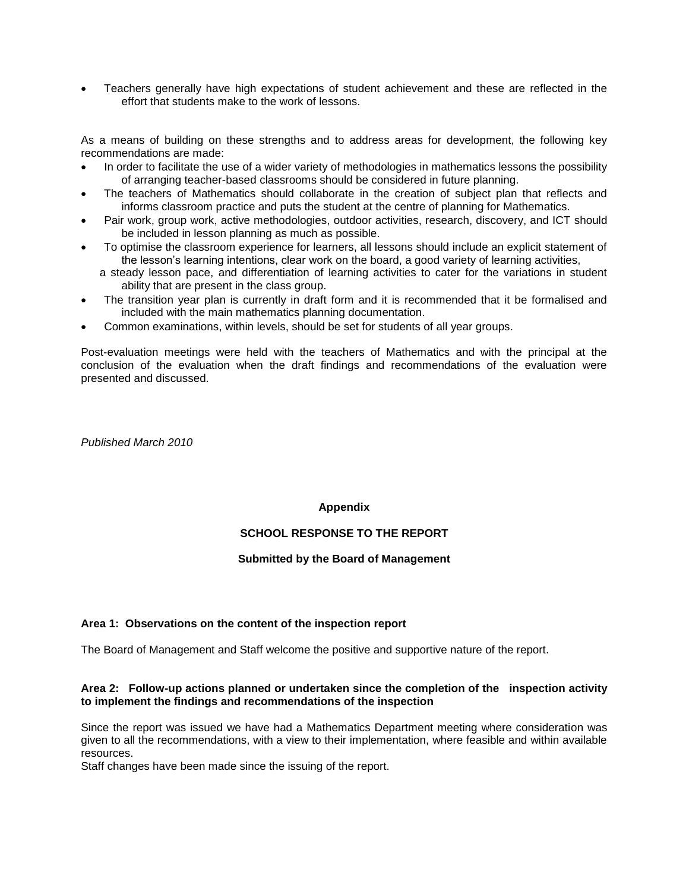- Teachers generally have high expectations of student achievement and these are reflected in the effort that students make to the work of lessons.

As a means of building on these strengths and to address areas for development, the following key recommendations are made:

- In order to facilitate the use of a wider variety of methodologies in mathematics lessons the possibility of arranging teacher-based classrooms should be considered in future planning.
- The teachers of Mathematics should collaborate in the creation of subject plan that reflects and informs classroom practice and puts the student at the centre of planning for Mathematics.
- Pair work, group work, active methodologies, outdoor activities, research, discovery, and ICT should be included in lesson planning as much as possible.
- To optimise the classroom experience for learners, all lessons should include an explicit statement of the lesson's learning intentions, clear work on the board, a good variety of learning activities, a steady lesson pace, and differentiation of learning activities to cater for the variations in student ability that are present in the class group.
- The transition year plan is currently in draft form and it is recommended that it be formalised and included with the main mathematics planning documentation.
- Common examinations, within levels, should be set for students of all year groups.

Post-evaluation meetings were held with the teachers of Mathematics and with the principal at the conclusion of the evaluation when the draft findings and recommendations of the evaluation were presented and discussed.

*Published March 2010*

**Appendix**

**SCHOOL RESPONSE TO THE REPORT**

**Submitted by the Board of Management**

**Area 1: Observations on the content of the inspection report**

The Board of Management and Staff welcome the positive and supportive nature of the report.

**Area 2: Follow-up actions planned or undertaken since the completion of the inspection activity to implement the findings and recommendations of the inspection**

Since the report was issued we have had a Mathematics Department meeting where consideration was given to all the recommendations, with a view to their implementation, where feasible and within available resources.

Staff changes have been made since the issuing of the report.